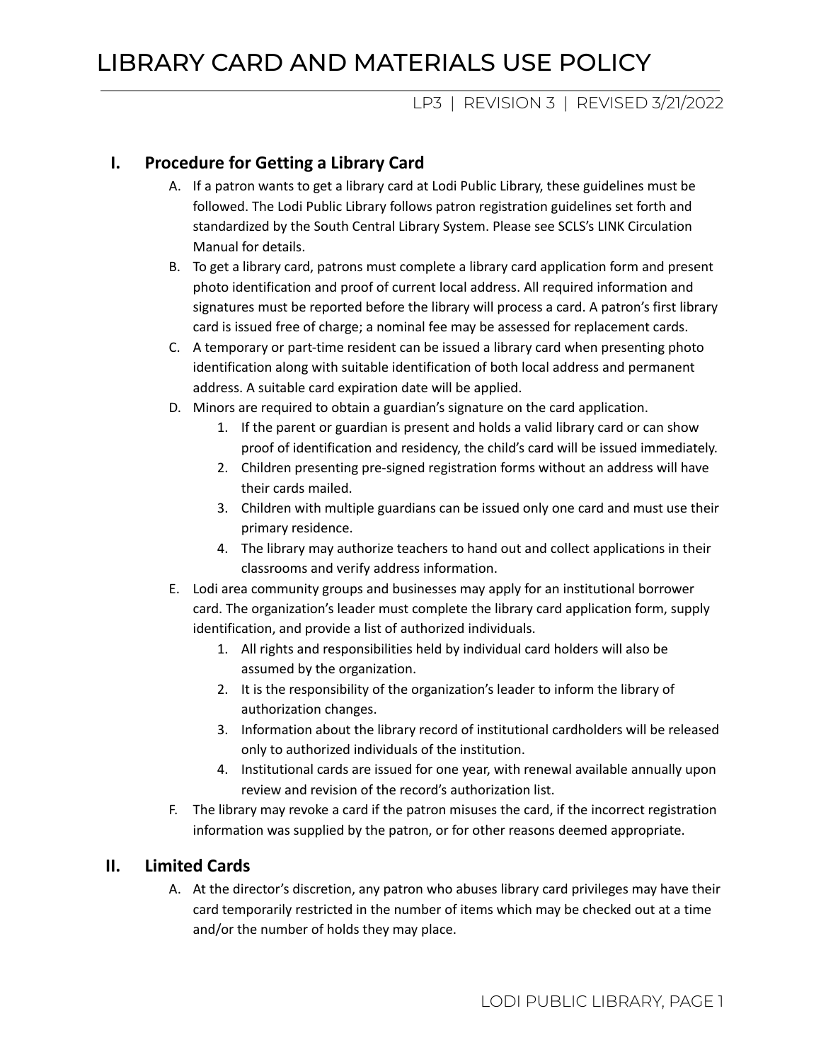# LIBRARY CARD AND MATERIALS USE POLICY

LP3 | REVISION 3 | REVISED 3/21/2022

## I. Procedure for Getting a Library Card

A. If a patron wants to get a library card at Lodi Public Library, these guidelines must be followed. The Lodi Public Library follows patron registration guidelines set forth and standardized by the South Central Library System. Please see SCLS's LINK Circulation Manual for details.

B. To get a library card, patrons must complete a library card application form and present photo identification and proof of current local address. All required information and signatures must be reported before the library will process a card. A patron's first library card is issued free of charge; a nominal fee may be assessed for replacement cards.

C. A temporary or part-time resident can be issued a library card when presenting photo identification along with suitable identification of both local address and permanent address. A suitable card expiration date will be applied.

D. Minors are required to obtain a guardian's signature on the card application.
   1. If the parent or guardian is present and holds a valid library card or can show proof of identification and residency, the child's card will be issued immediately.
   2. Children presenting pre-signed registration forms without an address will have their cards mailed.
   3. Children with multiple guardians can be issued only one card and must use their primary residence.
   4. The library may authorize teachers to hand out and collect applications in their classrooms and verify address information.

E. Lodi area community groups and businesses may apply for an institutional borrower card. The organization's leader must complete the library card application form, supply identification, and provide a list of authorized individuals.
   1. All rights and responsibilities held by individual card holders will also be assumed by the organization.
   2. It is the responsibility of the organization's leader to inform the library of authorization changes.
   3. Information about the library record of institutional cardholders will be released only to authorized individuals of the institution.
   4. Institutional cards are issued for one year, with renewal available annually upon review and revision of the record's authorization list.

F. The library may revoke a card if the patron misuses the card, if the incorrect registration information was supplied by the patron, or for other reasons deemed appropriate.

## II. Limited Cards

A. At the director's discretion, any patron who abuses library card privileges may have their card temporarily restricted in the number of items which may be checked out at a time and/or the number of holds they may place.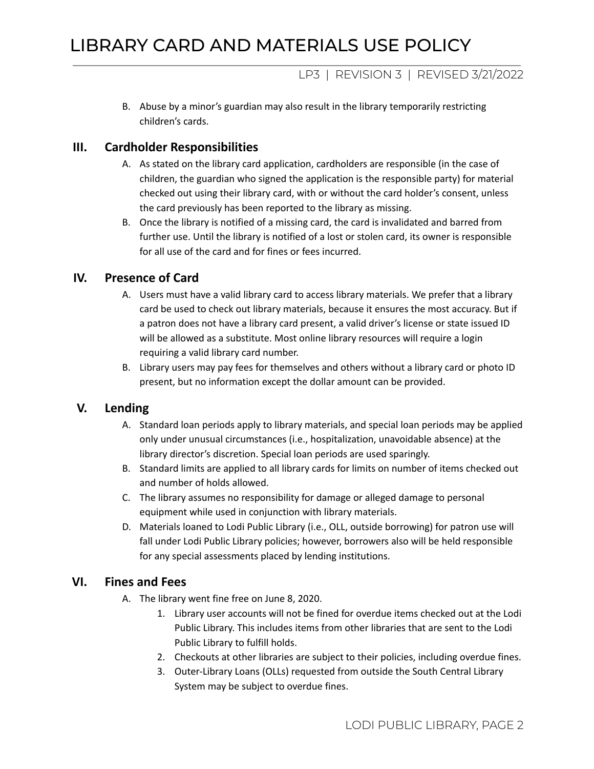B. Abuse by a minor's guardian may also result in the library temporarily restricting children's cards.

## III. Cardholder Responsibilities

A. As stated on the library card application, cardholders are responsible (in the case of children, the guardian who signed the application is the responsible party) for material checked out using their library card, with or without the card holder's consent, unless the card previously has been reported to the library as missing.

B. Once the library is notified of a missing card, the card is invalidated and barred from further use. Until the library is notified of a lost or stolen card, its owner is responsible for all use of the card and for fines or fees incurred.

## IV. Presence of Card

A. Users must have a valid library card to access library materials. We prefer that a library card be used to check out library materials, because it ensures the most accuracy. But if a patron does not have a library card present, a valid driver's license or state issued ID will be allowed as a substitute. Most online library resources will require a login requiring a valid library card number.

B. Library users may pay fees for themselves and others without a library card or photo ID present, but no information except the dollar amount can be provided.

## V. Lending

A. Standard loan periods apply to library materials, and special loan periods may be applied only under unusual circumstances (i.e., hospitalization, unavoidable absence) at the library director's discretion. Special loan periods are used sparingly.

B. Standard limits are applied to all library cards for limits on number of items checked out and number of holds allowed.

C. The library assumes no responsibility for damage or alleged damage to personal equipment while used in conjunction with library materials.

D. Materials loaned to Lodi Public Library (i.e., OLL, outside borrowing) for patron use will fall under Lodi Public Library policies; however, borrowers also will be held responsible for any special assessments placed by lending institutions.

## VI. Fines and Fees

A. The library went fine free on June 8, 2020.

1. Library user accounts will not be fined for overdue items checked out at the Lodi Public Library. This includes items from other libraries that are sent to the Lodi Public Library to fulfill holds.
2. Checkouts at other libraries are subject to their policies, including overdue fines.
3. Outer-Library Loans (OLLs) requested from outside the South Central Library System may be subject to overdue fines.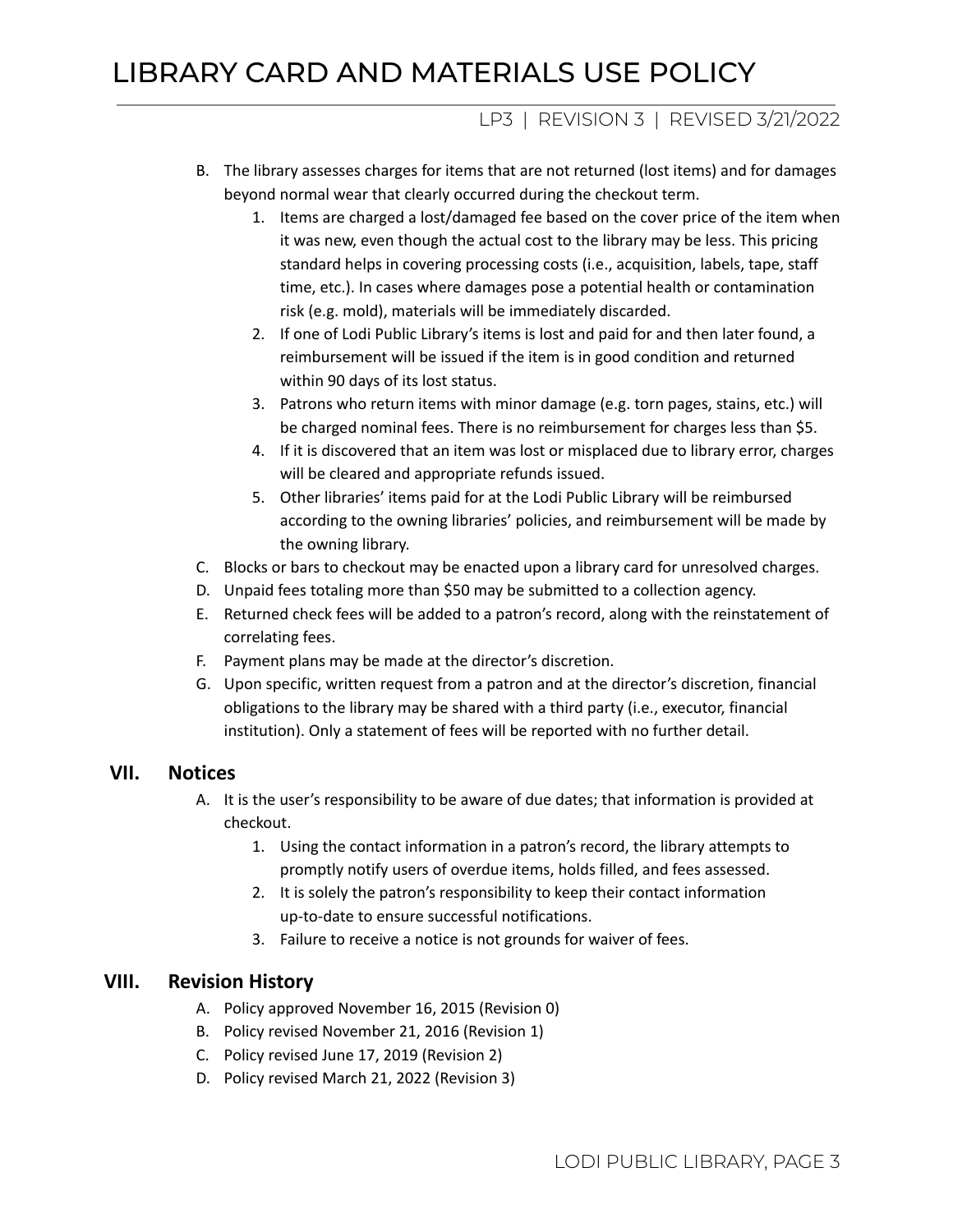B. The library assesses charges for items that are not returned (lost items) and for damages beyond normal wear that clearly occurred during the checkout term.
    1. Items are charged a lost/damaged fee based on the cover price of the item when it was new, even though the actual cost to the library may be less. This pricing standard helps in covering processing costs (i.e., acquisition, labels, tape, staff time, etc.). In cases where damages pose a potential health or contamination risk (e.g. mold), materials will be immediately discarded.
    2. If one of Lodi Public Library's items is lost and paid for and then later found, a reimbursement will be issued if the item is in good condition and returned within 90 days of its lost status.
    3. Patrons who return items with minor damage (e.g. torn pages, stains, etc.) will be charged nominal fees. There is no reimbursement for charges less than $5.
    4. If it is discovered that an item was lost or misplaced due to library error, charges will be cleared and appropriate refunds issued.
    5. Other libraries' items paid for at the Lodi Public Library will be reimbursed according to the owning libraries' policies, and reimbursement will be made by the owning library.

C. Blocks or bars to checkout may be enacted upon a library card for unresolved charges.

D. Unpaid fees totaling more than $50 may be submitted to a collection agency.

E. Returned check fees will be added to a patron's record, along with the reinstatement of correlating fees.

F. Payment plans may be made at the director's discretion.

G. Upon specific, written request from a patron and at the director's discretion, financial obligations to the library may be shared with a third party (i.e., executor, financial institution). Only a statement of fees will be reported with no further detail.

## VII. Notices

A. It is the user's responsibility to be aware of due dates; that information is provided at checkout.
    1. Using the contact information in a patron's record, the library attempts to promptly notify users of overdue items, holds filled, and fees assessed.
    2. It is solely the patron's responsibility to keep their contact information up-to-date to ensure successful notifications.
    3. Failure to receive a notice is not grounds for waiver of fees.

## VIII. Revision History

A. Policy approved November 16, 2015 (Revision 0)

B. Policy revised November 21, 2016 (Revision 1)

C. Policy revised June 17, 2019 (Revision 2)

D. Policy revised March 21, 2022 (Revision 3)